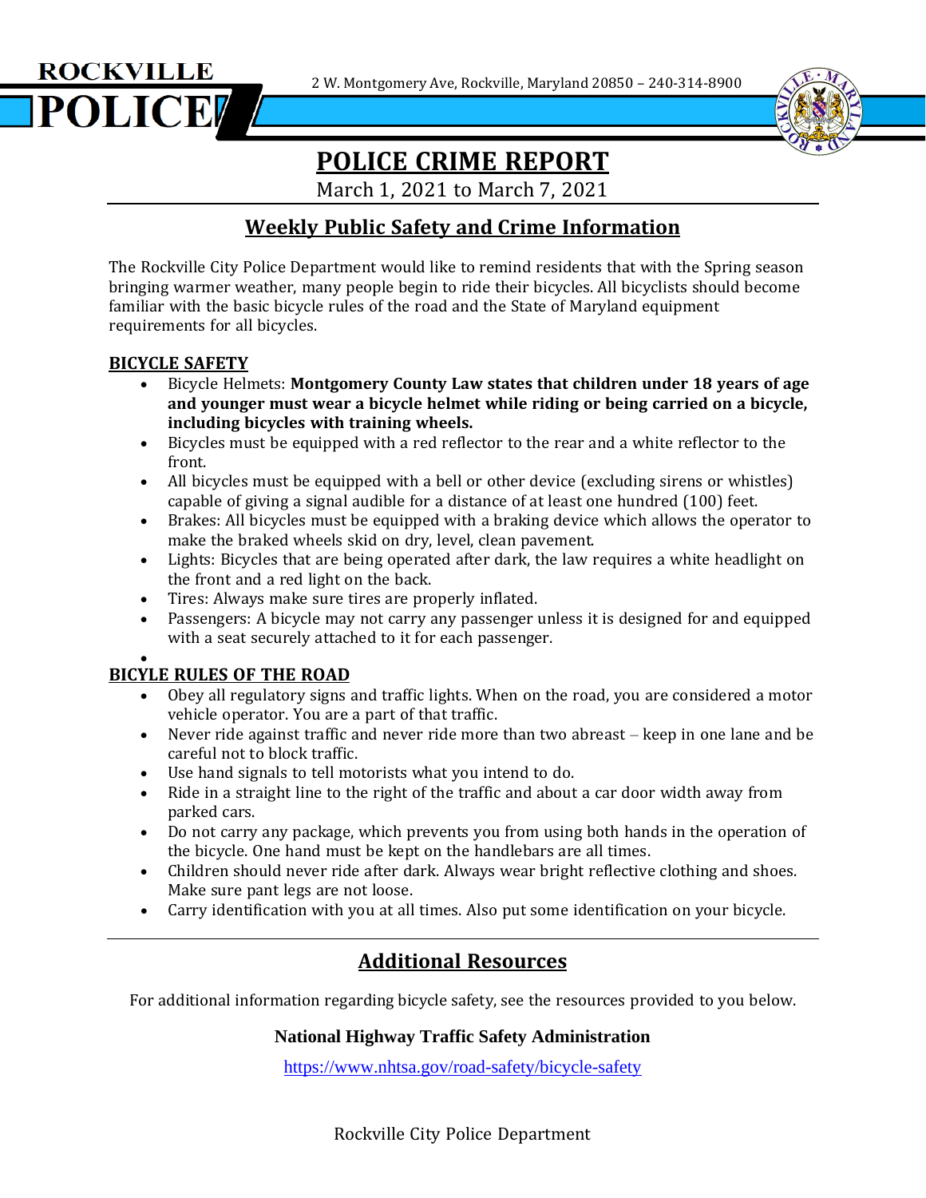ROCKVILLE POLICE

2 W. Montgomery Ave, Rockville, Maryland 20850 – 240-314-8900

# POLICE CRIME REPORT

March 1, 2021 to March 7, 2021

## Weekly Public Safety and Crime Information

The Rockville City Police Department would like to remind residents that with the Spring season bringing warmer weather, many people begin to ride their bicycles. All bicyclists should become familiar with the basic bicycle rules of the road and the State of Maryland equipment requirements for all bicycles.

### BICYCLE SAFETY

- Bicycle Helmets: **Montgomery County Law states that children under 18 years of age and younger must wear a bicycle helmet while riding or being carried on a bicycle, including bicycles with training wheels.**
- Bicycles must be equipped with a red reflector to the rear and a white reflector to the front.
- All bicycles must be equipped with a bell or other device (excluding sirens or whistles) capable of giving a signal audible for a distance of at least one hundred (100) feet.
- Brakes: All bicycles must be equipped with a braking device which allows the operator to make the braked wheels skid on dry, level, clean pavement.
- Lights: Bicycles that are being operated after dark, the law requires a white headlight on the front and a red light on the back.
- Tires: Always make sure tires are properly inflated.
- Passengers: A bicycle may not carry any passenger unless it is designed for and equipped with a seat securely attached to it for each passenger.

### BICYLE RULES OF THE ROAD

- Obey all regulatory signs and traffic lights. When on the road, you are considered a motor vehicle operator. You are a part of that traffic.
- Never ride against traffic and never ride more than two abreast – keep in one lane and be careful not to block traffic.
- Use hand signals to tell motorists what you intend to do.
- Ride in a straight line to the right of the traffic and about a car door width away from parked cars.
- Do not carry any package, which prevents you from using both hands in the operation of the bicycle. One hand must be kept on the handlebars are all times.
- Children should never ride after dark. Always wear bright reflective clothing and shoes. Make sure pant legs are not loose.
- Carry identification with you at all times. Also put some identification on your bicycle.

---

## Additional Resources

For additional information regarding bicycle safety, see the resources provided to you below.

**National Highway Traffic Safety Administration**

https://www.nhtsa.gov/road-safety/bicycle-safety

Rockville City Police Department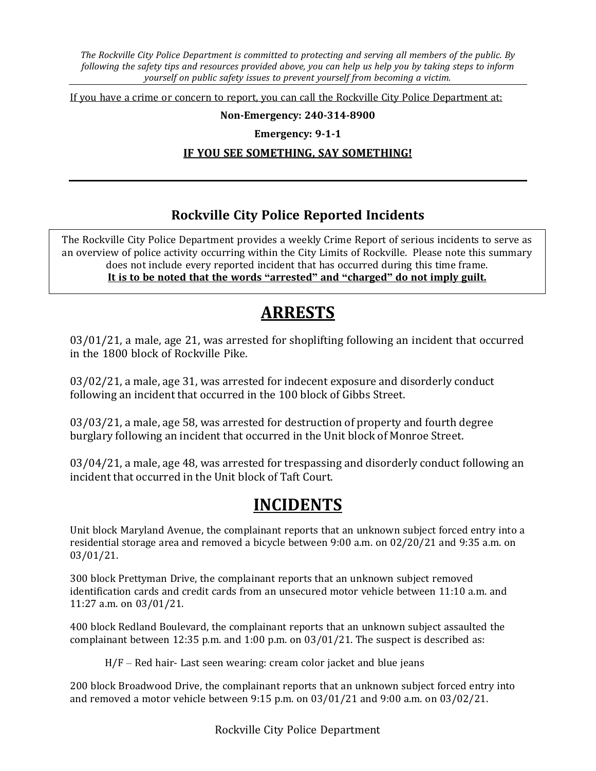*The Rockville City Police Department is committed to protecting and serving all members of the public. By following the safety tips and resources provided above, you can help us help you by taking steps to inform yourself on public safety issues to prevent yourself from becoming a victim.*

If you have a crime or concern to report, you can call the Rockville City Police Department at:

**Non-Emergency: 240-314-8900**

**Emergency: 9-1-1**

**IF YOU SEE SOMETHING, SAY SOMETHING!**

---

## Rockville City Police Reported Incidents

The Rockville City Police Department provides a weekly Crime Report of serious incidents to serve as an overview of police activity occurring within the City Limits of Rockville. Please note this summary does not include every reported incident that has occurred during this time frame.
**It is to be noted that the words "arrested" and "charged" do not imply guilt.**

# ARRESTS

03/01/21, a male, age 21, was arrested for shoplifting following an incident that occurred in the 1800 block of Rockville Pike.

03/02/21, a male, age 31, was arrested for indecent exposure and disorderly conduct following an incident that occurred in the 100 block of Gibbs Street.

03/03/21, a male, age 58, was arrested for destruction of property and fourth degree burglary following an incident that occurred in the Unit block of Monroe Street.

03/04/21, a male, age 48, was arrested for trespassing and disorderly conduct following an incident that occurred in the Unit block of Taft Court.

# INCIDENTS

Unit block Maryland Avenue, the complainant reports that an unknown subject forced entry into a residential storage area and removed a bicycle between 9:00 a.m. on 02/20/21 and 9:35 a.m. on 03/01/21.

300 block Prettyman Drive, the complainant reports that an unknown subject removed identification cards and credit cards from an unsecured motor vehicle between 11:10 a.m. and 11:27 a.m. on 03/01/21.

400 block Redland Boulevard, the complainant reports that an unknown subject assaulted the complainant between 12:35 p.m. and 1:00 p.m. on 03/01/21. The suspect is described as:

H/F – Red hair- Last seen wearing: cream color jacket and blue jeans

200 block Broadwood Drive, the complainant reports that an unknown subject forced entry into and removed a motor vehicle between 9:15 p.m. on 03/01/21 and 9:00 a.m. on 03/02/21.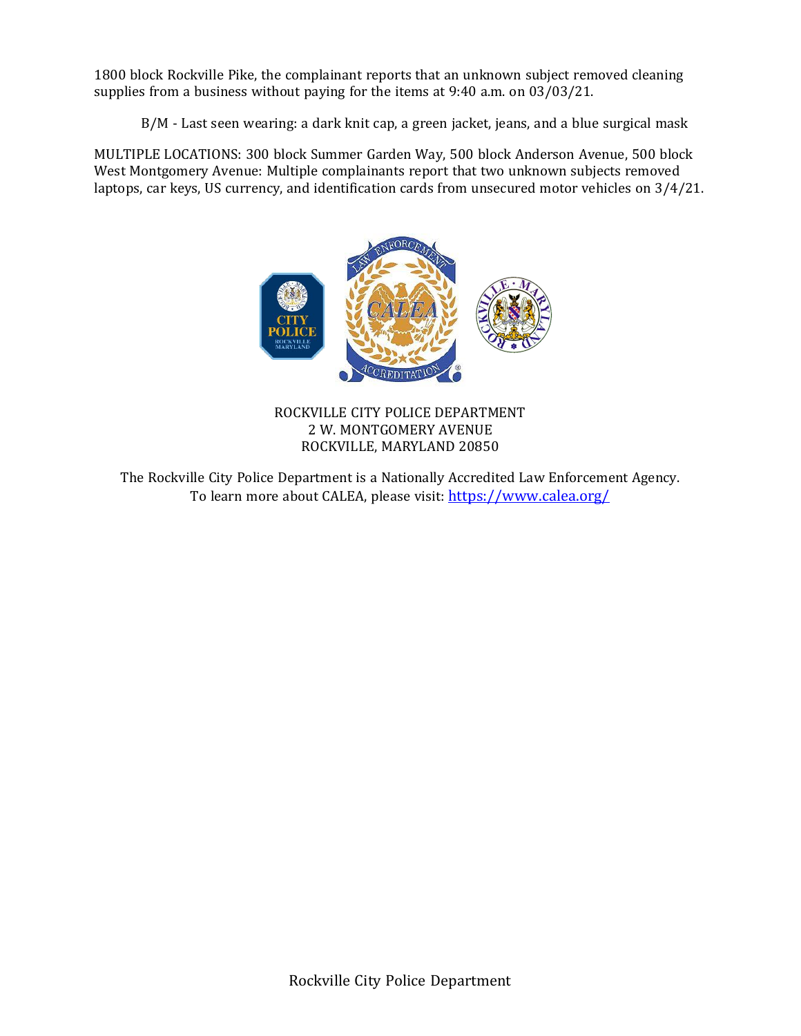1800 block Rockville Pike, the complainant reports that an unknown subject removed cleaning supplies from a business without paying for the items at 9:40 a.m. on 03/03/21.

B/M - Last seen wearing: a dark knit cap, a green jacket, jeans, and a blue surgical mask

MULTIPLE LOCATIONS: 300 block Summer Garden Way, 500 block Anderson Avenue, 500 block West Montgomery Avenue: Multiple complainants report that two unknown subjects removed laptops, car keys, US currency, and identification cards from unsecured motor vehicles on 3/4/21.

ROCKVILLE CITY POLICE DEPARTMENT
2 W. MONTGOMERY AVENUE
ROCKVILLE, MARYLAND 20850

The Rockville City Police Department is a Nationally Accredited Law Enforcement Agency.
To learn more about CALEA, please visit: [https://www.calea.org/](https://www.calea.org/)